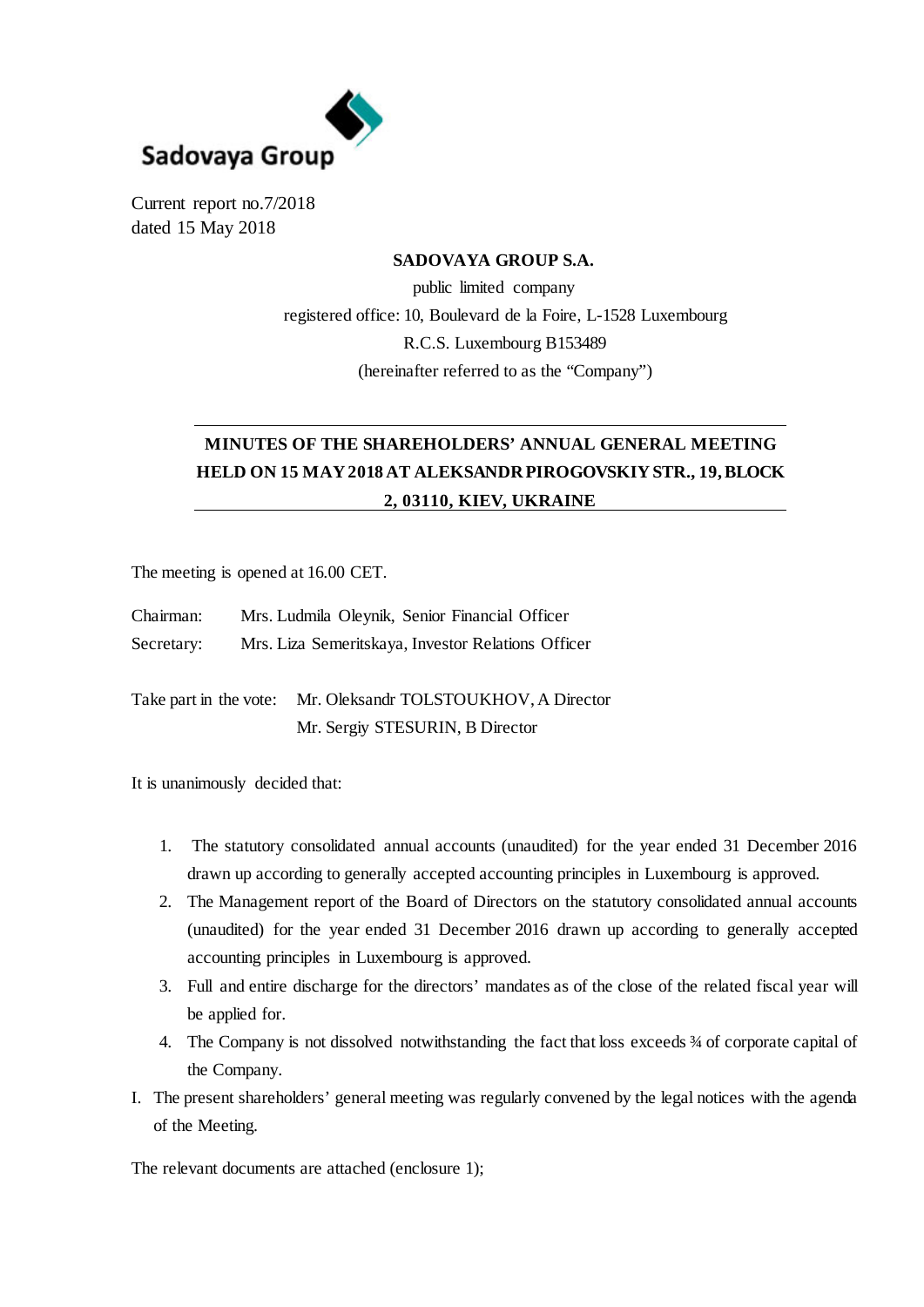Sadovaya Group

Current report no.7/2018
dated 15 May 2018

**SADOVAYA GROUP S.A.**

public limited company
registered office: 10, Boulevard de la Foire, L-1528 Luxembourg
R.C.S. Luxembourg B153489
(hereinafter referred to as the "Company")

# MINUTES OF THE SHAREHOLDERS' ANNUAL GENERAL MEETING HELD ON 15 MAY 2018 AT ALEKSANDR PIROGOVSKIY STR., 19, BLOCK 2, 03110, KIEV, UKRAINE

The meeting is opened at 16.00 CET.

Chairman: Mrs. Ludmila Oleynik, Senior Financial Officer
Secretary: Mrs. Liza Semeritskaya, Investor Relations Officer

Take part in the vote: Mr. Oleksandr TOLSTOUKHOV, A Director
Mr. Sergiy STESURIN, B Director

It is unanimously decided that:

1. The statutory consolidated annual accounts (unaudited) for the year ended 31 December 2016 drawn up according to generally accepted accounting principles in Luxembourg is approved.
2. The Management report of the Board of Directors on the statutory consolidated annual accounts (unaudited) for the year ended 31 December 2016 drawn up according to generally accepted accounting principles in Luxembourg is approved.
3. Full and entire discharge for the directors' mandates as of the close of the related fiscal year will be applied for.
4. The Company is not dissolved notwithstanding the fact that loss exceeds ¾ of corporate capital of the Company.

I. The present shareholders' general meeting was regularly convened by the legal notices with the agenda of the Meeting.

The relevant documents are attached (enclosure 1);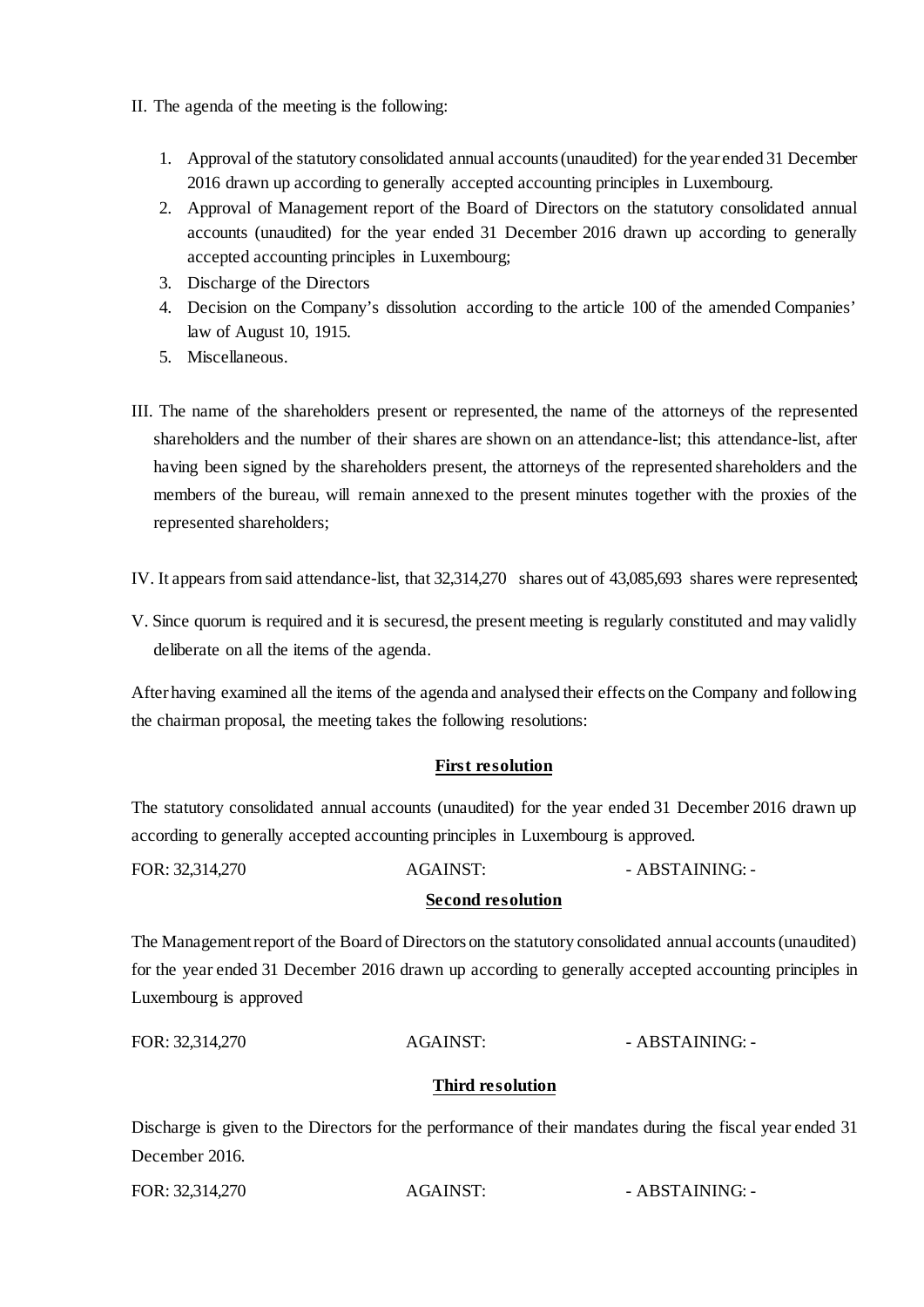II. The agenda of the meeting is the following:

1. Approval of the statutory consolidated annual accounts (unaudited) for the year ended 31 December 2016 drawn up according to generally accepted accounting principles in Luxembourg.
2. Approval of Management report of the Board of Directors on the statutory consolidated annual accounts (unaudited) for the year ended 31 December 2016 drawn up according to generally accepted accounting principles in Luxembourg;
3. Discharge of the Directors
4. Decision on the Company's dissolution according to the article 100 of the amended Companies' law of August 10, 1915.
5. Miscellaneous.

III. The name of the shareholders present or represented, the name of the attorneys of the represented shareholders and the number of their shares are shown on an attendance-list; this attendance-list, after having been signed by the shareholders present, the attorneys of the represented shareholders and the members of the bureau, will remain annexed to the present minutes together with the proxies of the represented shareholders;

IV. It appears from said attendance-list, that 32,314,270 shares out of 43,085,693 shares were represented;

V. Since quorum is required and it is securesd, the present meeting is regularly constituted and may validly deliberate on all the items of the agenda.

After having examined all the items of the agenda and analysed their effects on the Company and following the chairman proposal, the meeting takes the following resolutions:

**First resolution**

The statutory consolidated annual accounts (unaudited) for the year ended 31 December 2016 drawn up according to generally accepted accounting principles in Luxembourg is approved.

FOR: 32,314,270 AGAINST: - ABSTAINING: -

**Second resolution**

The Management report of the Board of Directors on the statutory consolidated annual accounts (unaudited) for the year ended 31 December 2016 drawn up according to generally accepted accounting principles in Luxembourg is approved

FOR: 32,314,270 AGAINST: - ABSTAINING: -

**Third resolution**

Discharge is given to the Directors for the performance of their mandates during the fiscal year ended 31 December 2016.

FOR: 32,314,270 AGAINST: - ABSTAINING: -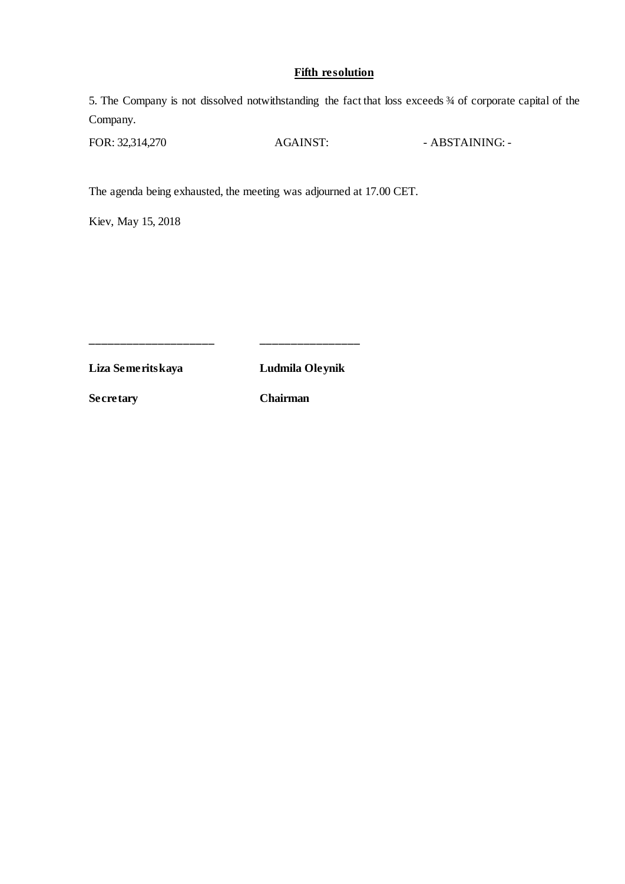**Fifth resolution**

5. The Company is not dissolved notwithstanding the fact that loss exceeds ¾ of corporate capital of the Company.

FOR: 32,314,270 AGAINST: - ABSTAINING: -

The agenda being exhausted, the meeting was adjourned at 17.00 CET.

Kiev, May 15, 2018

| | |
|---|---|
| ____________________ | ________________ |
| **Liza Semeritskaya** | **Ludmila Oleynik** |
| **Secretary** | **Chairman** |